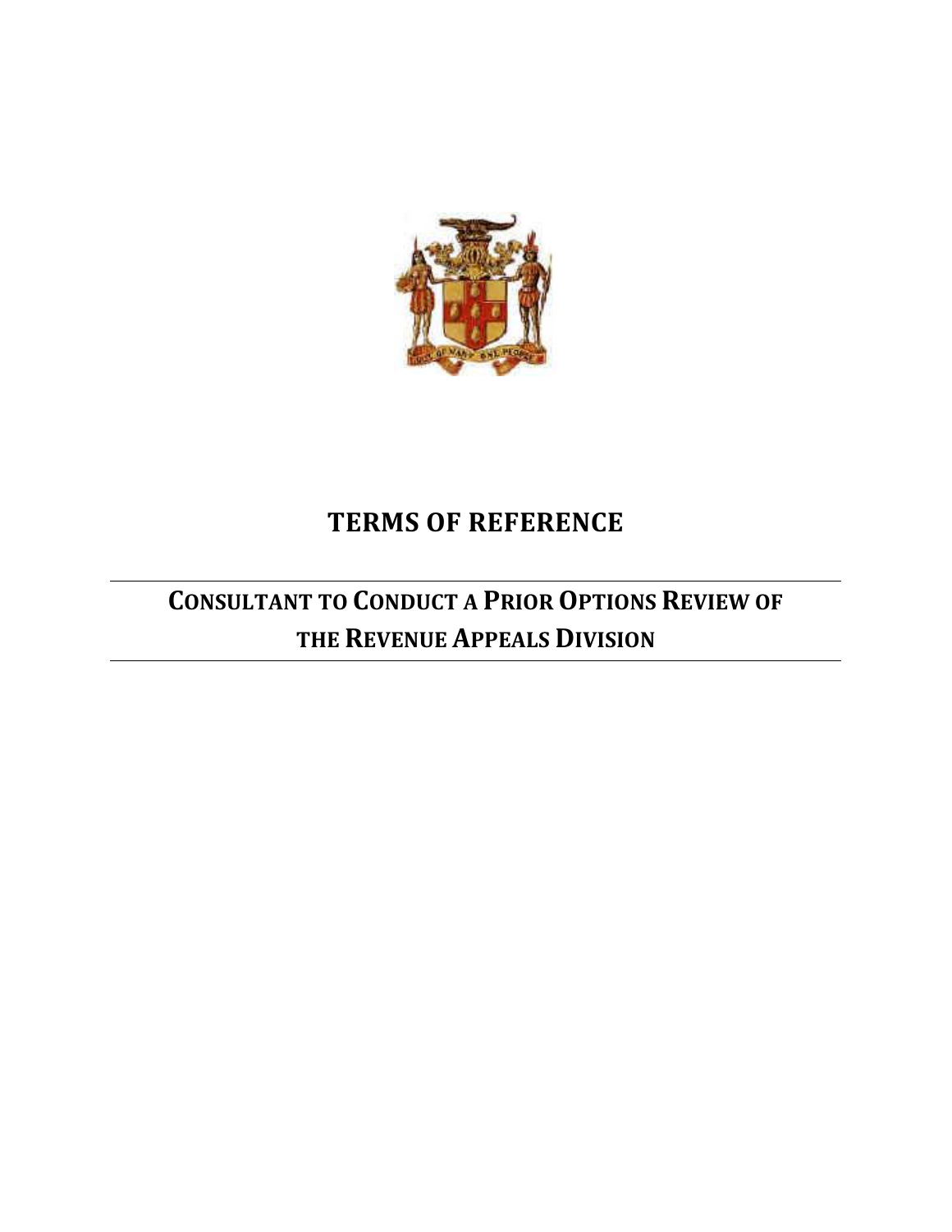# TERMS OF REFERENCE

## CONSULTANT TO CONDUCT A PRIOR OPTIONS REVIEW OF THE REVENUE APPEALS DIVISION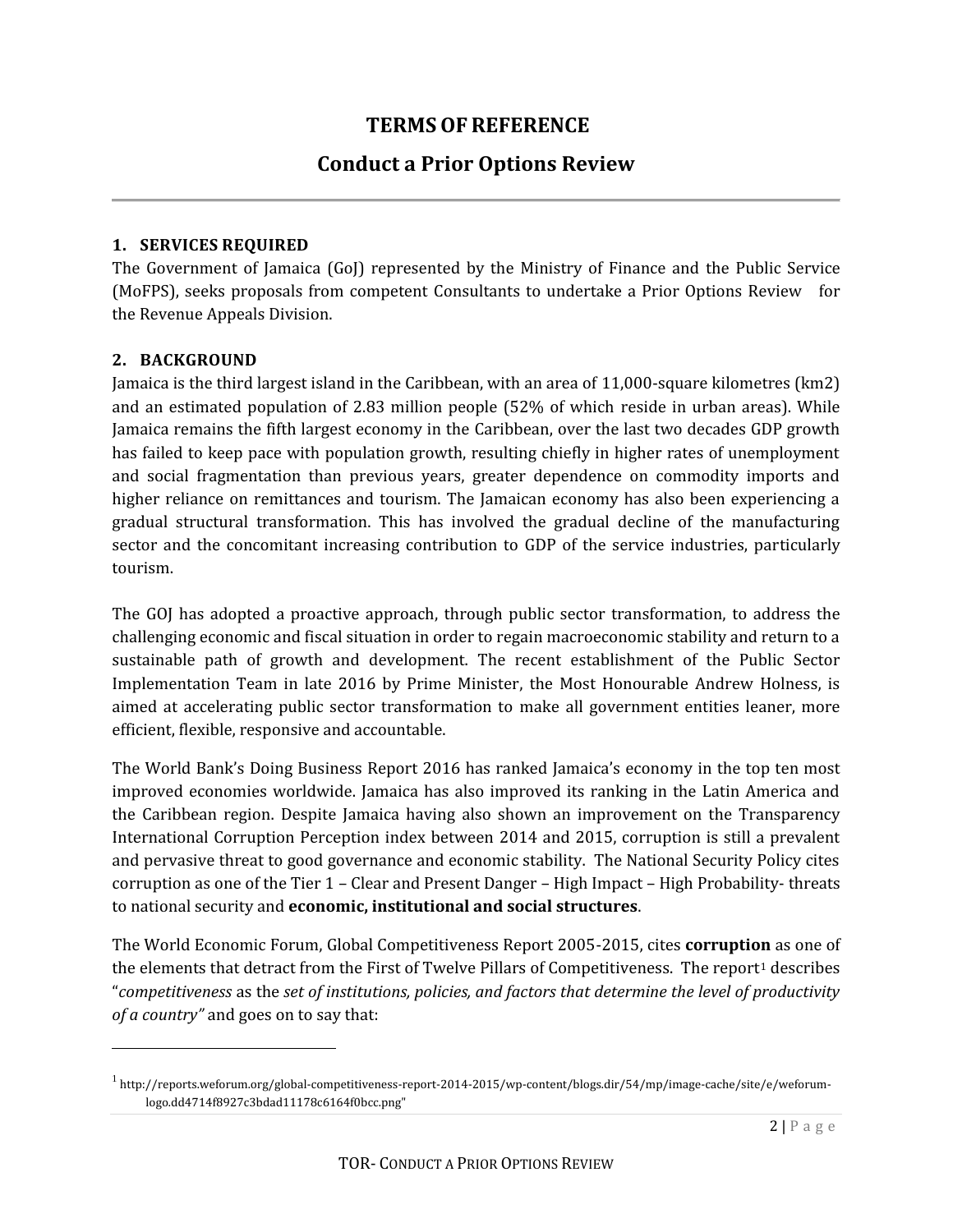# TERMS OF REFERENCE

## Conduct a Prior Options Review

### 1. SERVICES REQUIRED

The Government of Jamaica (GoJ) represented by the Ministry of Finance and the Public Service (MoFPS), seeks proposals from competent Consultants to undertake a Prior Options Review for the Revenue Appeals Division.

### 2. BACKGROUND

Jamaica is the third largest island in the Caribbean, with an area of 11,000-square kilometres (km2) and an estimated population of 2.83 million people (52% of which reside in urban areas). While Jamaica remains the fifth largest economy in the Caribbean, over the last two decades GDP growth has failed to keep pace with population growth, resulting chiefly in higher rates of unemployment and social fragmentation than previous years, greater dependence on commodity imports and higher reliance on remittances and tourism. The Jamaican economy has also been experiencing a gradual structural transformation. This has involved the gradual decline of the manufacturing sector and the concomitant increasing contribution to GDP of the service industries, particularly tourism.

The GOJ has adopted a proactive approach, through public sector transformation, to address the challenging economic and fiscal situation in order to regain macroeconomic stability and return to a sustainable path of growth and development. The recent establishment of the Public Sector Implementation Team in late 2016 by Prime Minister, the Most Honourable Andrew Holness, is aimed at accelerating public sector transformation to make all government entities leaner, more efficient, flexible, responsive and accountable.

The World Bank's Doing Business Report 2016 has ranked Jamaica's economy in the top ten most improved economies worldwide. Jamaica has also improved its ranking in the Latin America and the Caribbean region. Despite Jamaica having also shown an improvement on the Transparency International Corruption Perception index between 2014 and 2015, corruption is still a prevalent and pervasive threat to good governance and economic stability. The National Security Policy cites corruption as one of the Tier 1 – Clear and Present Danger – High Impact – High Probability- threats to national security and **economic, institutional and social structures**.

The World Economic Forum, Global Competitiveness Report 2005-2015, cites **corruption** as one of the elements that detract from the First of Twelve Pillars of Competitiveness. The report[1] describes "*competitiveness* as the *set of institutions, policies, and factors that determine the level of productivity of a country"* and goes on to say that:

---

[1] http://reports.weforum.org/global-competitiveness-report-2014-2015/wp-content/blogs.dir/54/mp/image-cache/site/e/weforum-logo.dd4714f8927c3bdad11178c6164f0bcc.png"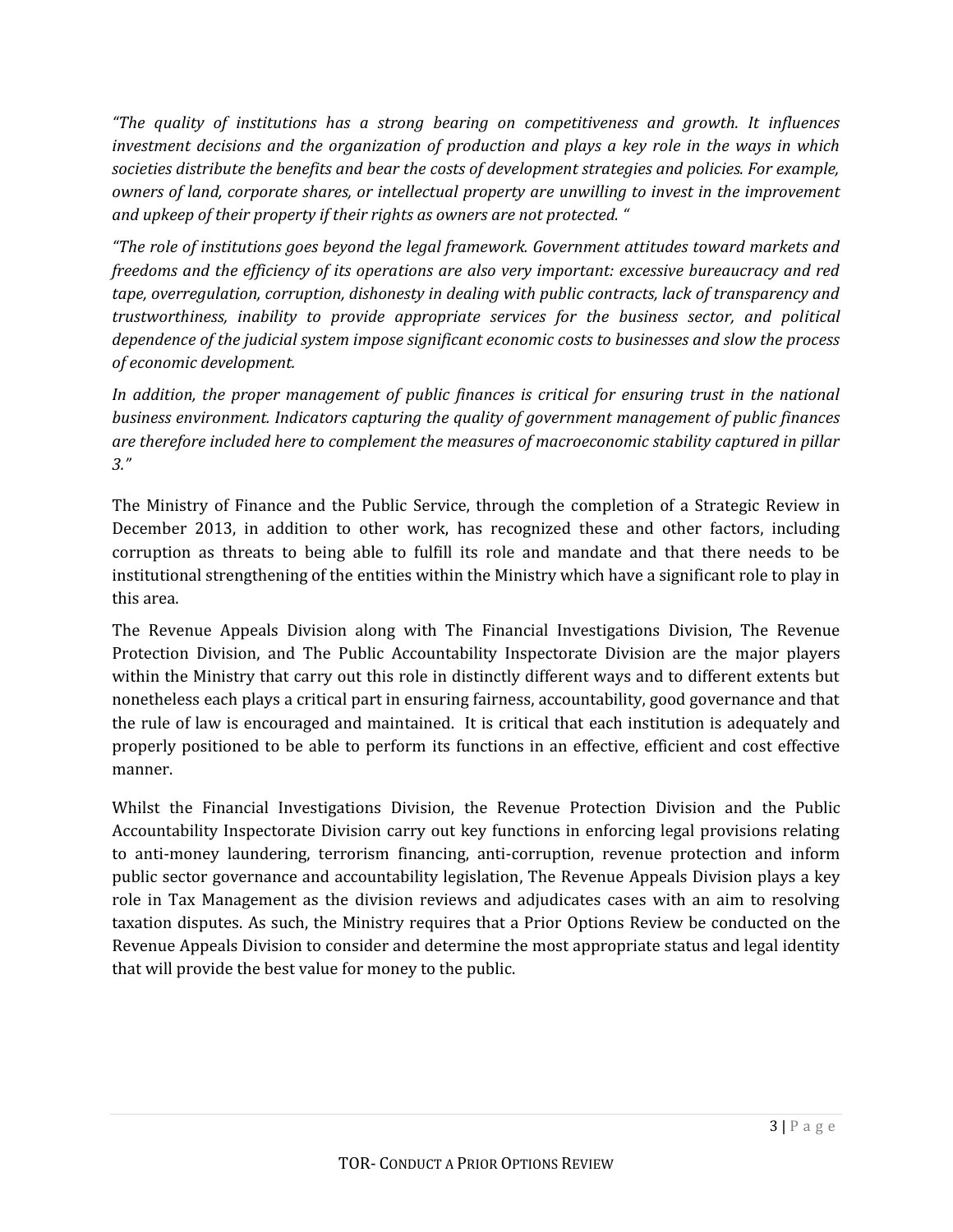*“The quality of institutions has a strong bearing on competitiveness and growth. It influences investment decisions and the organization of production and plays a key role in the ways in which societies distribute the benefits and bear the costs of development strategies and policies. For example, owners of land, corporate shares, or intellectual property are unwilling to invest in the improvement and upkeep of their property if their rights as owners are not protected. “*

*“The role of institutions goes beyond the legal framework. Government attitudes toward markets and freedoms and the efficiency of its operations are also very important: excessive bureaucracy and red tape, overregulation, corruption, dishonesty in dealing with public contracts, lack of transparency and trustworthiness, inability to provide appropriate services for the business sector, and political dependence of the judicial system impose significant economic costs to businesses and slow the process of economic development.*

*In addition, the proper management of public finances is critical for ensuring trust in the national business environment. Indicators capturing the quality of government management of public finances are therefore included here to complement the measures of macroeconomic stability captured in pillar 3.”*

The Ministry of Finance and the Public Service, through the completion of a Strategic Review in December 2013, in addition to other work, has recognized these and other factors, including corruption as threats to being able to fulfill its role and mandate and that there needs to be institutional strengthening of the entities within the Ministry which have a significant role to play in this area.

The Revenue Appeals Division along with The Financial Investigations Division, The Revenue Protection Division, and The Public Accountability Inspectorate Division are the major players within the Ministry that carry out this role in distinctly different ways and to different extents but nonetheless each plays a critical part in ensuring fairness, accountability, good governance and that the rule of law is encouraged and maintained. It is critical that each institution is adequately and properly positioned to be able to perform its functions in an effective, efficient and cost effective manner.

Whilst the Financial Investigations Division, the Revenue Protection Division and the Public Accountability Inspectorate Division carry out key functions in enforcing legal provisions relating to anti-money laundering, terrorism financing, anti-corruption, revenue protection and inform public sector governance and accountability legislation, The Revenue Appeals Division plays a key role in Tax Management as the division reviews and adjudicates cases with an aim to resolving taxation disputes. As such, the Ministry requires that a Prior Options Review be conducted on the Revenue Appeals Division to consider and determine the most appropriate status and legal identity that will provide the best value for money to the public.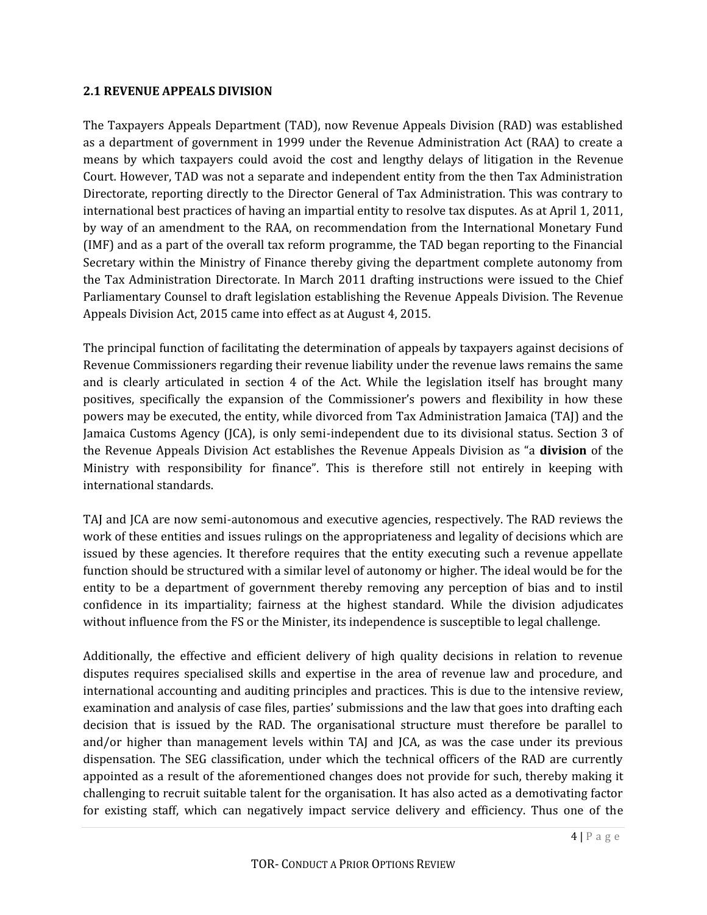## 2.1 REVENUE APPEALS DIVISION

The Taxpayers Appeals Department (TAD), now Revenue Appeals Division (RAD) was established as a department of government in 1999 under the Revenue Administration Act (RAA) to create a means by which taxpayers could avoid the cost and lengthy delays of litigation in the Revenue Court. However, TAD was not a separate and independent entity from the then Tax Administration Directorate, reporting directly to the Director General of Tax Administration. This was contrary to international best practices of having an impartial entity to resolve tax disputes. As at April 1, 2011, by way of an amendment to the RAA, on recommendation from the International Monetary Fund (IMF) and as a part of the overall tax reform programme, the TAD began reporting to the Financial Secretary within the Ministry of Finance thereby giving the department complete autonomy from the Tax Administration Directorate. In March 2011 drafting instructions were issued to the Chief Parliamentary Counsel to draft legislation establishing the Revenue Appeals Division. The Revenue Appeals Division Act, 2015 came into effect as at August 4, 2015.

The principal function of facilitating the determination of appeals by taxpayers against decisions of Revenue Commissioners regarding their revenue liability under the revenue laws remains the same and is clearly articulated in section 4 of the Act. While the legislation itself has brought many positives, specifically the expansion of the Commissioner's powers and flexibility in how these powers may be executed, the entity, while divorced from Tax Administration Jamaica (TAJ) and the Jamaica Customs Agency (JCA), is only semi-independent due to its divisional status. Section 3 of the Revenue Appeals Division Act establishes the Revenue Appeals Division as "a **division** of the Ministry with responsibility for finance". This is therefore still not entirely in keeping with international standards.

TAJ and JCA are now semi-autonomous and executive agencies, respectively. The RAD reviews the work of these entities and issues rulings on the appropriateness and legality of decisions which are issued by these agencies. It therefore requires that the entity executing such a revenue appellate function should be structured with a similar level of autonomy or higher. The ideal would be for the entity to be a department of government thereby removing any perception of bias and to instil confidence in its impartiality; fairness at the highest standard. While the division adjudicates without influence from the FS or the Minister, its independence is susceptible to legal challenge.

Additionally, the effective and efficient delivery of high quality decisions in relation to revenue disputes requires specialised skills and expertise in the area of revenue law and procedure, and international accounting and auditing principles and practices. This is due to the intensive review, examination and analysis of case files, parties' submissions and the law that goes into drafting each decision that is issued by the RAD. The organisational structure must therefore be parallel to and/or higher than management levels within TAJ and JCA, as was the case under its previous dispensation. The SEG classification, under which the technical officers of the RAD are currently appointed as a result of the aforementioned changes does not provide for such, thereby making it challenging to recruit suitable talent for the organisation. It has also acted as a demotivating factor for existing staff, which can negatively impact service delivery and efficiency. Thus one of the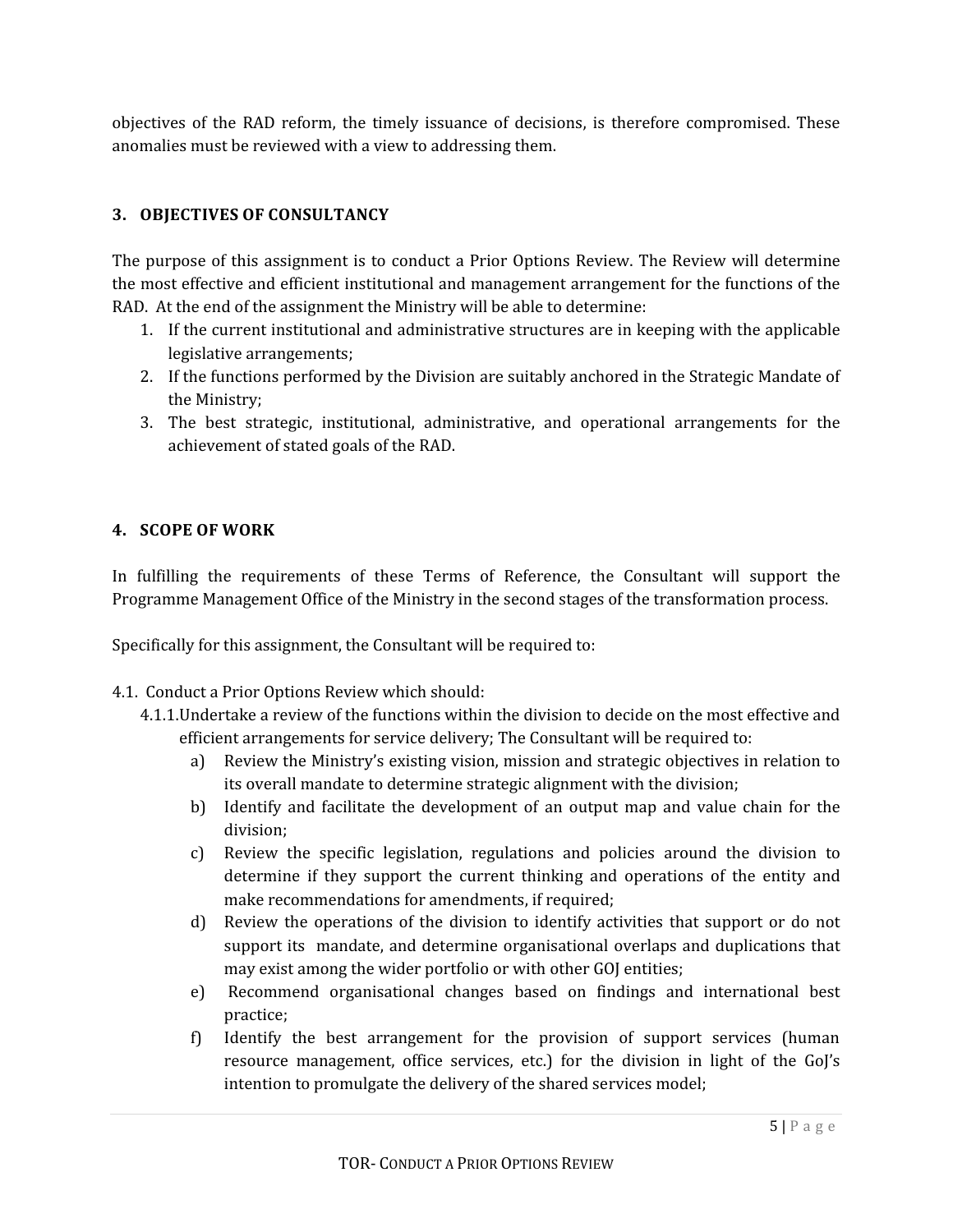objectives of the RAD reform, the timely issuance of decisions, is therefore compromised. These anomalies must be reviewed with a view to addressing them.

## 3. OBJECTIVES OF CONSULTANCY

The purpose of this assignment is to conduct a Prior Options Review. The Review will determine the most effective and efficient institutional and management arrangement for the functions of the RAD. At the end of the assignment the Ministry will be able to determine:

1. If the current institutional and administrative structures are in keeping with the applicable legislative arrangements;
2. If the functions performed by the Division are suitably anchored in the Strategic Mandate of the Ministry;
3. The best strategic, institutional, administrative, and operational arrangements for the achievement of stated goals of the RAD.

## 4. SCOPE OF WORK

In fulfilling the requirements of these Terms of Reference, the Consultant will support the Programme Management Office of the Ministry in the second stages of the transformation process.

Specifically for this assignment, the Consultant will be required to:

4.1. Conduct a Prior Options Review which should:

4.1.1. Undertake a review of the functions within the division to decide on the most effective and efficient arrangements for service delivery; The Consultant will be required to:

a) Review the Ministry's existing vision, mission and strategic objectives in relation to its overall mandate to determine strategic alignment with the division;

b) Identify and facilitate the development of an output map and value chain for the division;

c) Review the specific legislation, regulations and policies around the division to determine if they support the current thinking and operations of the entity and make recommendations for amendments, if required;

d) Review the operations of the division to identify activities that support or do not support its mandate, and determine organisational overlaps and duplications that may exist among the wider portfolio or with other GOJ entities;

e) Recommend organisational changes based on findings and international best practice;

f) Identify the best arrangement for the provision of support services (human resource management, office services, etc.) for the division in light of the GoJ's intention to promulgate the delivery of the shared services model;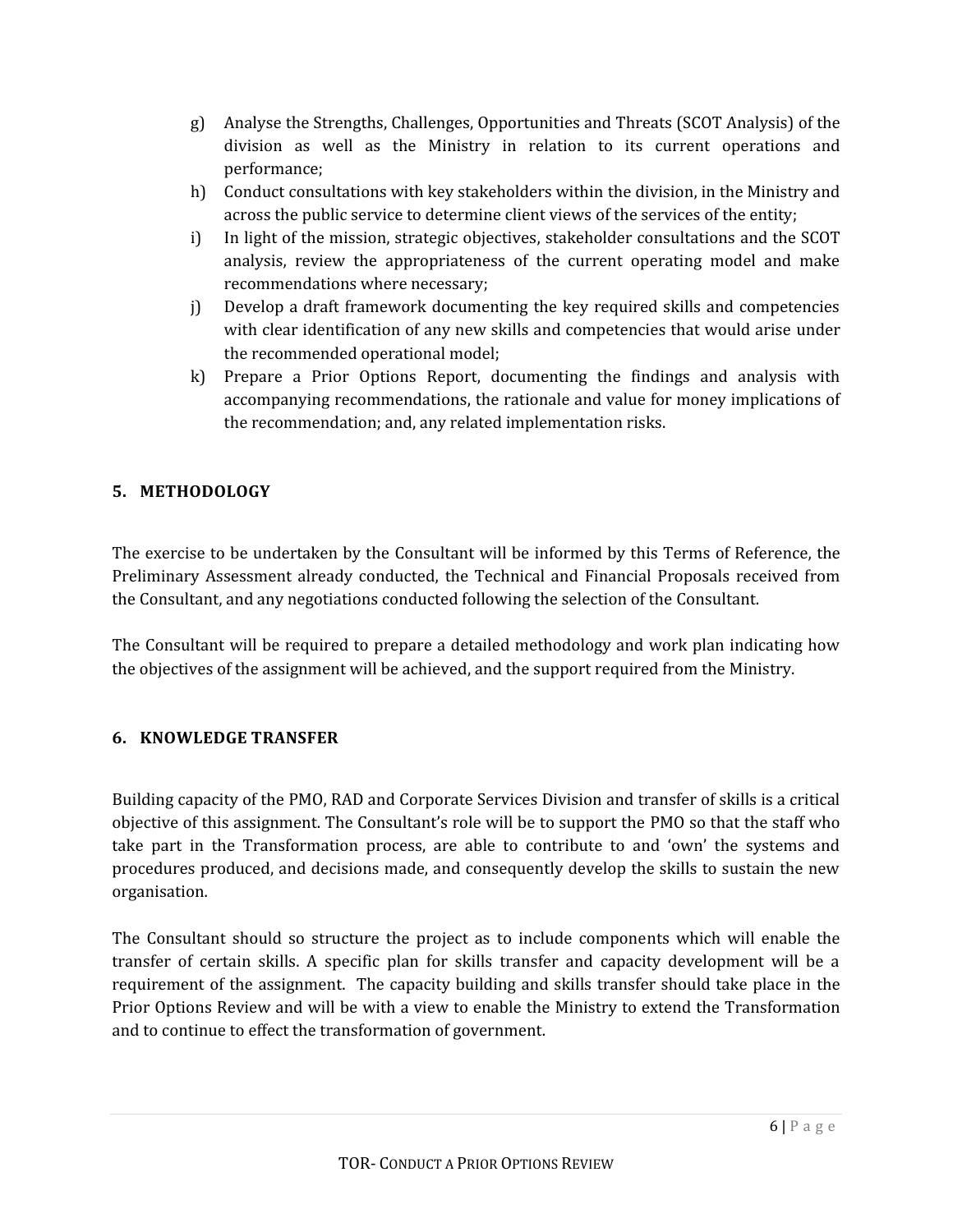g) Analyse the Strengths, Challenges, Opportunities and Threats (SCOT Analysis) of the division as well as the Ministry in relation to its current operations and performance;
h) Conduct consultations with key stakeholders within the division, in the Ministry and across the public service to determine client views of the services of the entity;
i) In light of the mission, strategic objectives, stakeholder consultations and the SCOT analysis, review the appropriateness of the current operating model and make recommendations where necessary;
j) Develop a draft framework documenting the key required skills and competencies with clear identification of any new skills and competencies that would arise under the recommended operational model;
k) Prepare a Prior Options Report, documenting the findings and analysis with accompanying recommendations, the rationale and value for money implications of the recommendation; and, any related implementation risks.

## 5. METHODOLOGY

The exercise to be undertaken by the Consultant will be informed by this Terms of Reference, the Preliminary Assessment already conducted, the Technical and Financial Proposals received from the Consultant, and any negotiations conducted following the selection of the Consultant.

The Consultant will be required to prepare a detailed methodology and work plan indicating how the objectives of the assignment will be achieved, and the support required from the Ministry.

## 6. KNOWLEDGE TRANSFER

Building capacity of the PMO, RAD and Corporate Services Division and transfer of skills is a critical objective of this assignment. The Consultant's role will be to support the PMO so that the staff who take part in the Transformation process, are able to contribute to and 'own' the systems and procedures produced, and decisions made, and consequently develop the skills to sustain the new organisation.

The Consultant should so structure the project as to include components which will enable the transfer of certain skills. A specific plan for skills transfer and capacity development will be a requirement of the assignment. The capacity building and skills transfer should take place in the Prior Options Review and will be with a view to enable the Ministry to extend the Transformation and to continue to effect the transformation of government.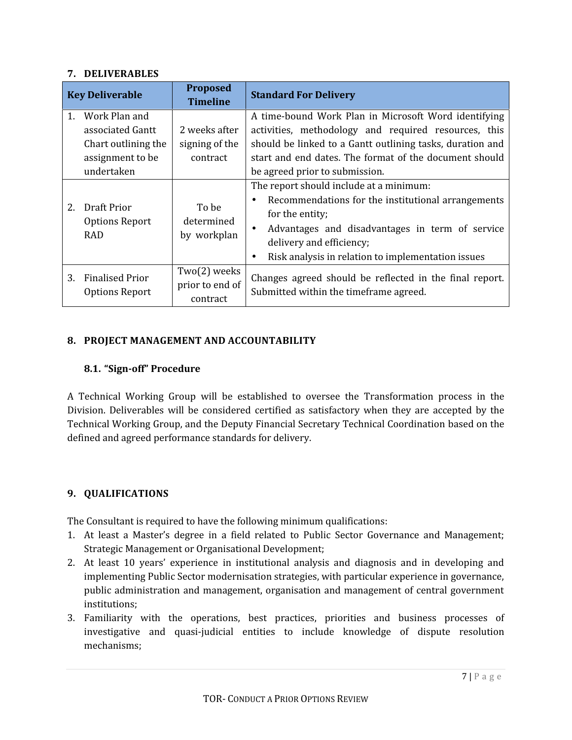## 7. DELIVERABLES

| Key Deliverable | Proposed Timeline | Standard For Delivery |
|---|---|---|
| 1. Work Plan and associated Gantt Chart outlining the assignment to be undertaken | 2 weeks after signing of the contract | A time-bound Work Plan in Microsoft Word identifying activities, methodology and required resources, this should be linked to a Gantt outlining tasks, duration and start and end dates. The format of the document should be agreed prior to submission. |
| 2. Draft Prior Options Report RAD | To be determined by workplan | The report should include at a minimum:<br>• Recommendations for the institutional arrangements for the entity;<br>• Advantages and disadvantages in term of service delivery and efficiency;<br>• Risk analysis in relation to implementation issues |
| 3. Finalised Prior Options Report | Two(2) weeks prior to end of contract | Changes agreed should be reflected in the final report. Submitted within the timeframe agreed. |

## 8. PROJECT MANAGEMENT AND ACCOUNTABILITY

### 8.1. "Sign-off" Procedure

A Technical Working Group will be established to oversee the Transformation process in the Division. Deliverables will be considered certified as satisfactory when they are accepted by the Technical Working Group, and the Deputy Financial Secretary Technical Coordination based on the defined and agreed performance standards for delivery.

## 9. QUALIFICATIONS

The Consultant is required to have the following minimum qualifications:

1. At least a Master's degree in a field related to Public Sector Governance and Management; Strategic Management or Organisational Development;
2. At least 10 years' experience in institutional analysis and diagnosis and in developing and implementing Public Sector modernisation strategies, with particular experience in governance, public administration and management, organisation and management of central government institutions;
3. Familiarity with the operations, best practices, priorities and business processes of investigative and quasi-judicial entities to include knowledge of dispute resolution mechanisms;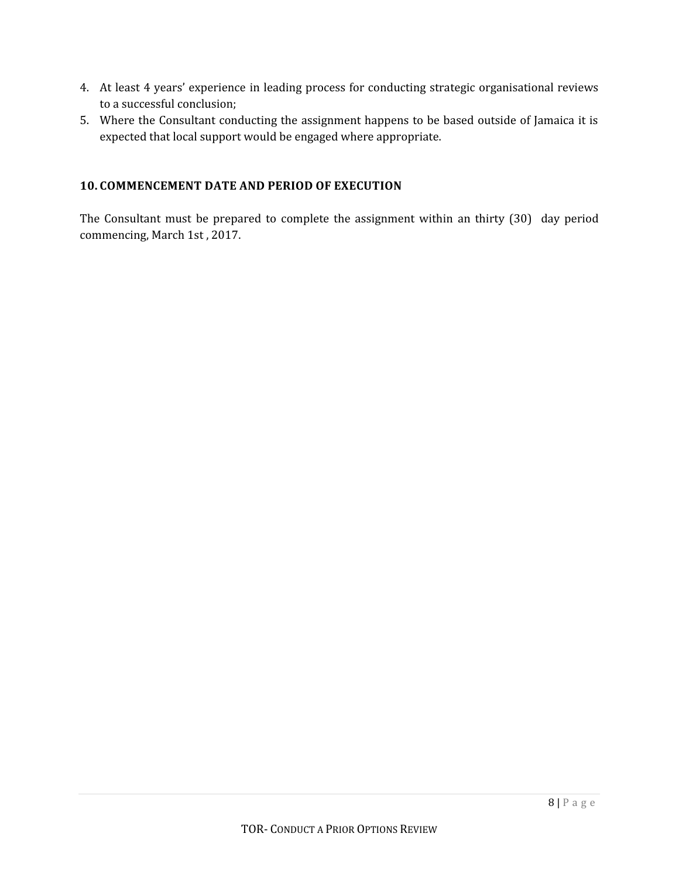4. At least 4 years' experience in leading process for conducting strategic organisational reviews to a successful conclusion;
5. Where the Consultant conducting the assignment happens to be based outside of Jamaica it is expected that local support would be engaged where appropriate.

## 10. COMMENCEMENT DATE AND PERIOD OF EXECUTION

The Consultant must be prepared to complete the assignment within an thirty (30) day period commencing, March 1st , 2017.